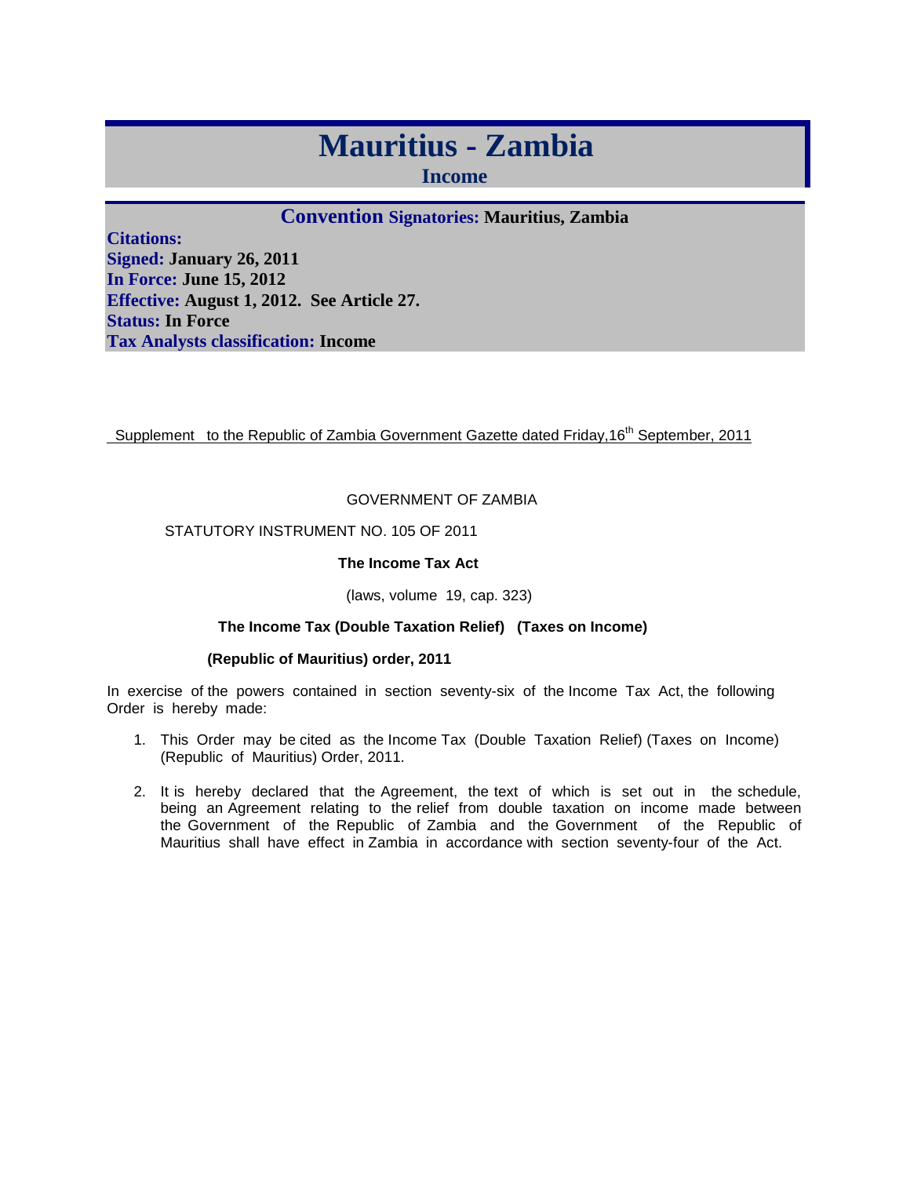# Mauritius - Zambia

## Income

### Convention Signatories: Mauritius, Zambia

**Citations:**
**Signed:** January 26, 2011
**In Force:** June 15, 2012
**Effective:** August 1, 2012. See Article 27.
**Status:** In Force
**Tax Analysts classification:** Income

Supplement to the Republic of Zambia Government Gazette dated Friday,16th September, 2011

GOVERNMENT OF ZAMBIA

STATUTORY INSTRUMENT NO. 105 OF 2011

**The Income Tax Act**

(laws, volume 19, cap. 323)

**The Income Tax (Double Taxation Relief) (Taxes on Income)**

**(Republic of Mauritius) order, 2011**

In exercise of the powers contained in section seventy-six of the Income Tax Act, the following Order is hereby made:

1. This Order may be cited as the Income Tax (Double Taxation Relief) (Taxes on Income) (Republic of Mauritius) Order, 2011.
2. It is hereby declared that the Agreement, the text of which is set out in the schedule, being an Agreement relating to the relief from double taxation on income made between the Government of the Republic of Zambia and the Government of the Republic of Mauritius shall have effect in Zambia in accordance with section seventy-four of the Act.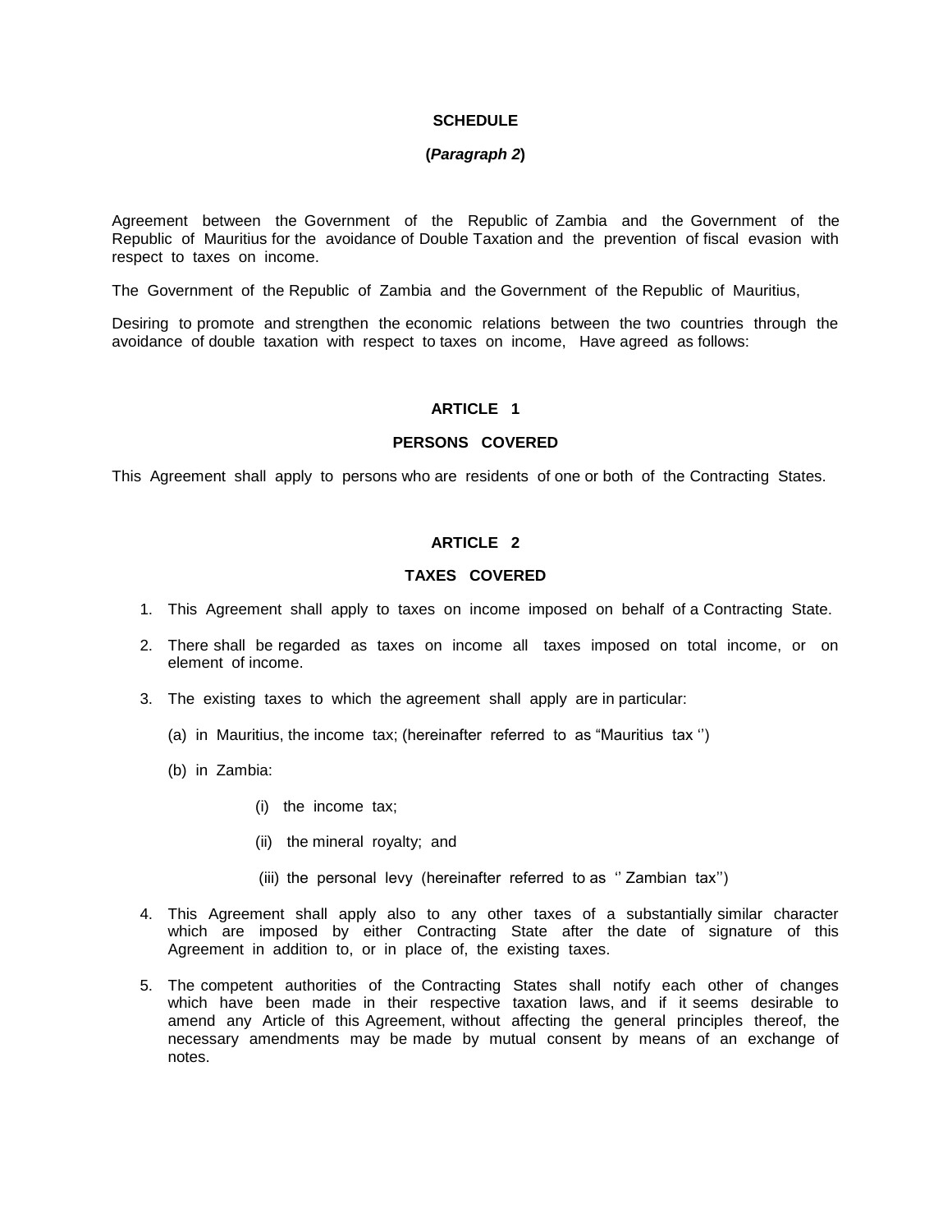**SCHEDULE**

**(*Paragraph 2*)**

Agreement between the Government of the Republic of Zambia and the Government of the Republic of Mauritius for the avoidance of Double Taxation and the prevention of fiscal evasion with respect to taxes on income.

The Government of the Republic of Zambia and the Government of the Republic of Mauritius,

Desiring to promote and strengthen the economic relations between the two countries through the avoidance of double taxation with respect to taxes on income, Have agreed as follows:

**ARTICLE 1**

**PERSONS COVERED**

This Agreement shall apply to persons who are residents of one or both of the Contracting States.

**ARTICLE 2**

**TAXES COVERED**

1. This Agreement shall apply to taxes on income imposed on behalf of a Contracting State.

2. There shall be regarded as taxes on income all taxes imposed on total income, or on element of income.

3. The existing taxes to which the agreement shall apply are in particular:

   (a) in Mauritius, the income tax; (hereinafter referred to as "Mauritius tax '')

   (b) in Zambia:

      (i) the income tax;

      (ii) the mineral royalty; and

      (iii) the personal levy (hereinafter referred to as '' Zambian tax'')

4. This Agreement shall apply also to any other taxes of a substantially similar character which are imposed by either Contracting State after the date of signature of this Agreement in addition to, or in place of, the existing taxes.

5. The competent authorities of the Contracting States shall notify each other of changes which have been made in their respective taxation laws, and if it seems desirable to amend any Article of this Agreement, without affecting the general principles thereof, the necessary amendments may be made by mutual consent by means of an exchange of notes.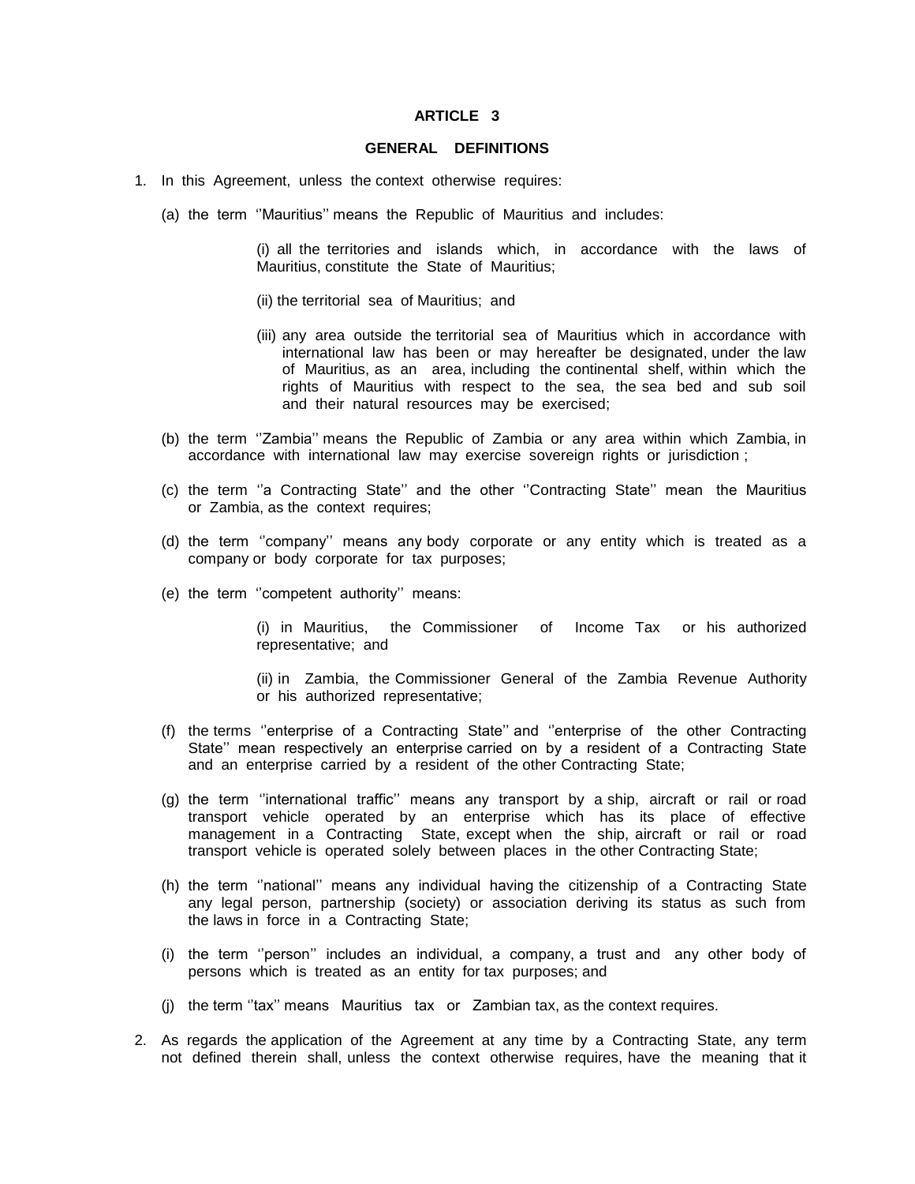## ARTICLE 3

### GENERAL DEFINITIONS

1. In this Agreement, unless the context otherwise requires:

   (a) the term ''Mauritius'' means the Republic of Mauritius and includes:

      (i) all the territories and islands which, in accordance with the laws of Mauritius, constitute the State of Mauritius;

      (ii) the territorial sea of Mauritius; and

      (iii) any area outside the territorial sea of Mauritius which in accordance with international law has been or may hereafter be designated, under the law of Mauritius, as an area, including the continental shelf, within which the rights of Mauritius with respect to the sea, the sea bed and sub soil and their natural resources may be exercised;

   (b) the term ''Zambia'' means the Republic of Zambia or any area within which Zambia, in accordance with international law may exercise sovereign rights or jurisdiction ;

   (c) the term ''a Contracting State'' and the other ''Contracting State'' mean the Mauritius or Zambia, as the context requires;

   (d) the term ''company'' means any body corporate or any entity which is treated as a company or body corporate for tax purposes;

   (e) the term ''competent authority'' means:

      (i) in Mauritius, the Commissioner of Income Tax or his authorized representative; and

      (ii) in Zambia, the Commissioner General of the Zambia Revenue Authority or his authorized representative;

   (f) the terms ''enterprise of a Contracting State'' and ''enterprise of the other Contracting State'' mean respectively an enterprise carried on by a resident of a Contracting State and an enterprise carried by a resident of the other Contracting State;

   (g) the term ''international traffic'' means any transport by a ship, aircraft or rail or road transport vehicle operated by an enterprise which has its place of effective management in a Contracting State, except when the ship, aircraft or rail or road transport vehicle is operated solely between places in the other Contracting State;

   (h) the term ''national'' means any individual having the citizenship of a Contracting State any legal person, partnership (society) or association deriving its status as such from the laws in force in a Contracting State;

   (i) the term ''person'' includes an individual, a company, a trust and any other body of persons which is treated as an entity for tax purposes; and

   (j) the term ''tax'' means Mauritius tax or Zambian tax, as the context requires.

2. As regards the application of the Agreement at any time by a Contracting State, any term not defined therein shall, unless the context otherwise requires, have the meaning that it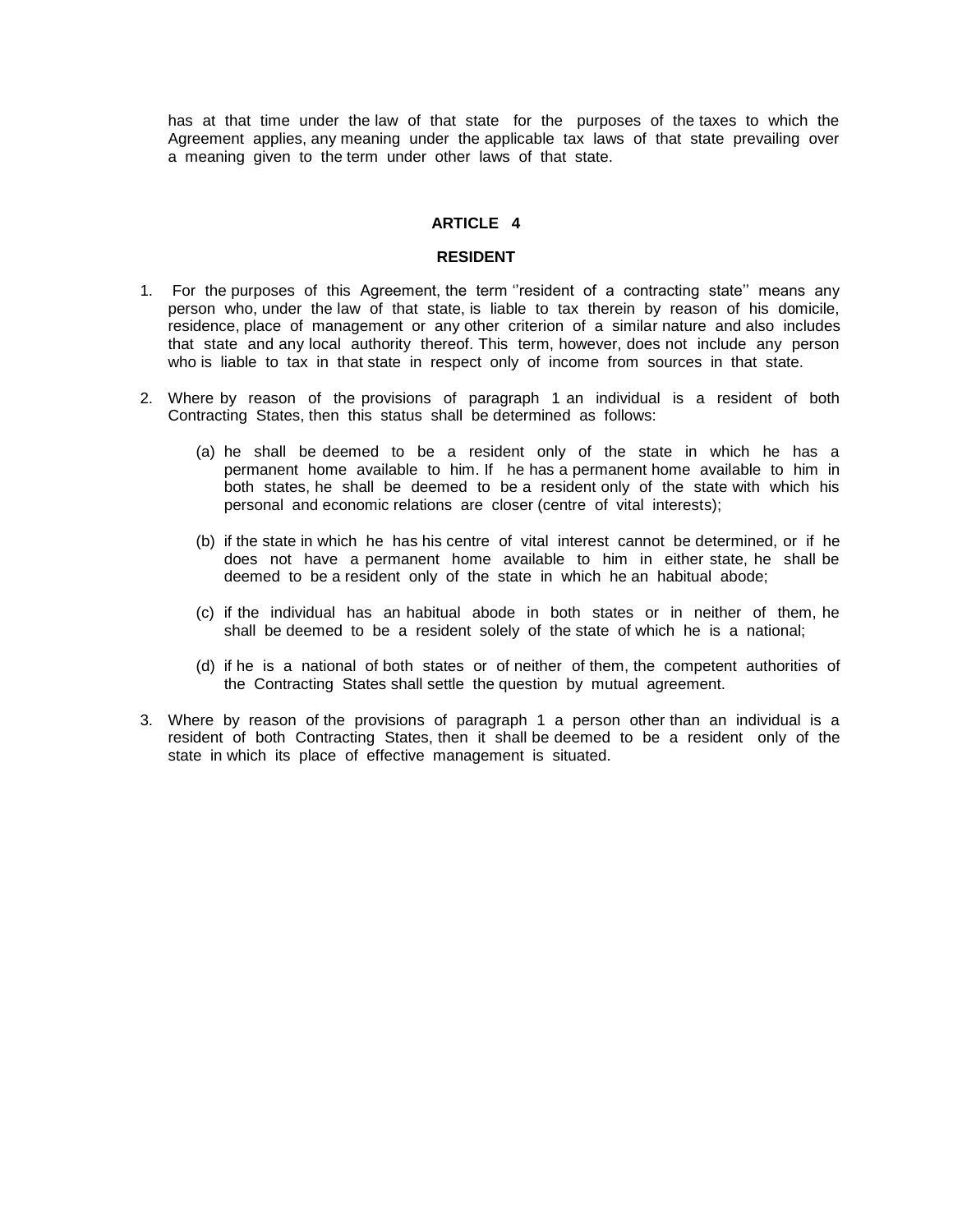has at that time under the law of that state for the purposes of the taxes to which the Agreement applies, any meaning under the applicable tax laws of that state prevailing over a meaning given to the term under other laws of that state.

## ARTICLE 4

## RESIDENT

1. For the purposes of this Agreement, the term ''resident of a contracting state'' means any person who, under the law of that state, is liable to tax therein by reason of his domicile, residence, place of management or any other criterion of a similar nature and also includes that state and any local authority thereof. This term, however, does not include any person who is liable to tax in that state in respect only of income from sources in that state.

2. Where by reason of the provisions of paragraph 1 an individual is a resident of both Contracting States, then this status shall be determined as follows:

   (a) he shall be deemed to be a resident only of the state in which he has a permanent home available to him. If he has a permanent home available to him in both states, he shall be deemed to be a resident only of the state with which his personal and economic relations are closer (centre of vital interests);

   (b) if the state in which he has his centre of vital interest cannot be determined, or if he does not have a permanent home available to him in either state, he shall be deemed to be a resident only of the state in which he an habitual abode;

   (c) if the individual has an habitual abode in both states or in neither of them, he shall be deemed to be a resident solely of the state of which he is a national;

   (d) if he is a national of both states or of neither of them, the competent authorities of the Contracting States shall settle the question by mutual agreement.

3. Where by reason of the provisions of paragraph 1 a person other than an individual is a resident of both Contracting States, then it shall be deemed to be a resident only of the state in which its place of effective management is situated.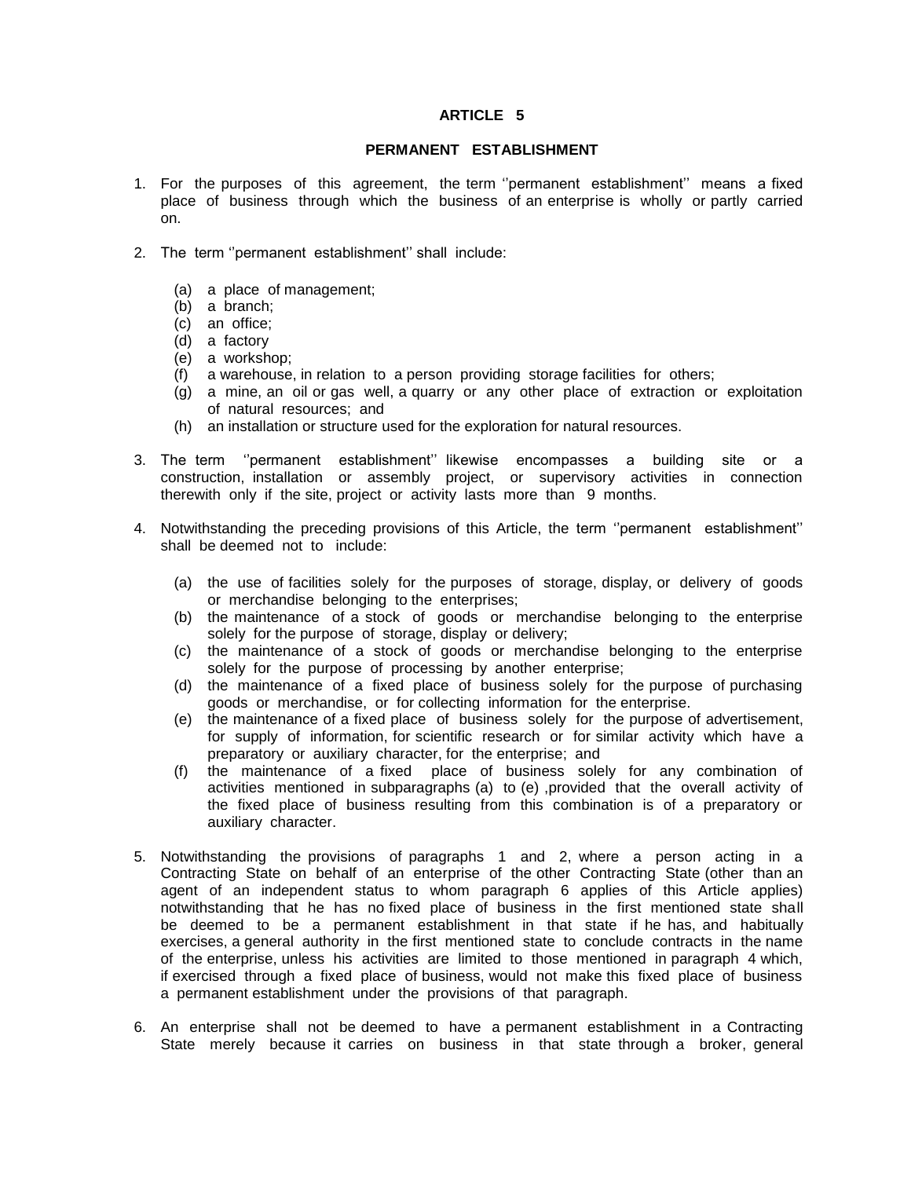## ARTICLE 5

### PERMANENT ESTABLISHMENT

1. For the purposes of this agreement, the term ''permanent establishment'' means a fixed place of business through which the business of an enterprise is wholly or partly carried on.

2. The term ''permanent establishment'' shall include:

   (a) a place of management;
   (b) a branch;
   (c) an office;
   (d) a factory
   (e) a workshop;
   (f) a warehouse, in relation to a person providing storage facilities for others;
   (g) a mine, an oil or gas well, a quarry or any other place of extraction or exploitation of natural resources; and
   (h) an installation or structure used for the exploration for natural resources.

3. The term ''permanent establishment'' likewise encompasses a building site or a construction, installation or assembly project, or supervisory activities in connection therewith only if the site, project or activity lasts more than 9 months.

4. Notwithstanding the preceding provisions of this Article, the term ''permanent establishment'' shall be deemed not to include:

   (a) the use of facilities solely for the purposes of storage, display, or delivery of goods or merchandise belonging to the enterprises;
   (b) the maintenance of a stock of goods or merchandise belonging to the enterprise solely for the purpose of storage, display or delivery;
   (c) the maintenance of a stock of goods or merchandise belonging to the enterprise solely for the purpose of processing by another enterprise;
   (d) the maintenance of a fixed place of business solely for the purpose of purchasing goods or merchandise, or for collecting information for the enterprise.
   (e) the maintenance of a fixed place of business solely for the purpose of advertisement, for supply of information, for scientific research or for similar activity which have a preparatory or auxiliary character, for the enterprise; and
   (f) the maintenance of a fixed place of business solely for any combination of activities mentioned in subparagraphs (a) to (e) ,provided that the overall activity of the fixed place of business resulting from this combination is of a preparatory or auxiliary character.

5. Notwithstanding the provisions of paragraphs 1 and 2, where a person acting in a Contracting State on behalf of an enterprise of the other Contracting State (other than an agent of an independent status to whom paragraph 6 applies of this Article applies) notwithstanding that he has no fixed place of business in the first mentioned state shall be deemed to be a permanent establishment in that state if he has, and habitually exercises, a general authority in the first mentioned state to conclude contracts in the name of the enterprise, unless his activities are limited to those mentioned in paragraph 4 which, if exercised through a fixed place of business, would not make this fixed place of business a permanent establishment under the provisions of that paragraph.

6. An enterprise shall not be deemed to have a permanent establishment in a Contracting State merely because it carries on business in that state through a broker, general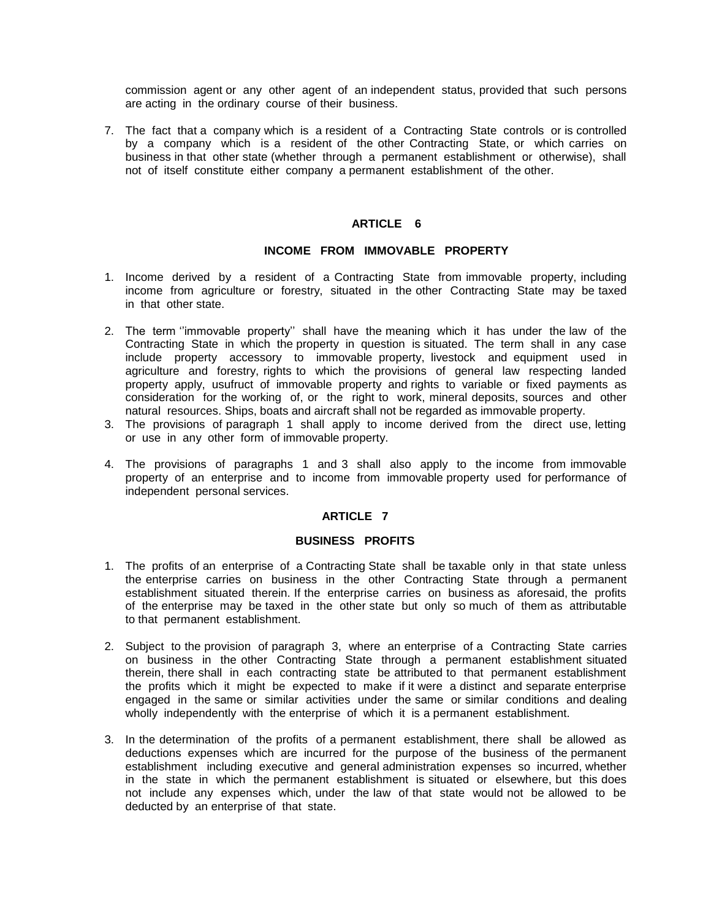commission agent or any other agent of an independent status, provided that such persons are acting in the ordinary course of their business.

7. The fact that a company which is a resident of a Contracting State controls or is controlled by a company which is a resident of the other Contracting State, or which carries on business in that other state (whether through a permanent establishment or otherwise), shall not of itself constitute either company a permanent establishment of the other.

## ARTICLE 6

## INCOME FROM IMMOVABLE PROPERTY

1. Income derived by a resident of a Contracting State from immovable property, including income from agriculture or forestry, situated in the other Contracting State may be taxed in that other state.

2. The term ''immovable property'' shall have the meaning which it has under the law of the Contracting State in which the property in question is situated. The term shall in any case include property accessory to immovable property, livestock and equipment used in agriculture and forestry, rights to which the provisions of general law respecting landed property apply, usufruct of immovable property and rights to variable or fixed payments as consideration for the working of, or the right to work, mineral deposits, sources and other natural resources. Ships, boats and aircraft shall not be regarded as immovable property.
3. The provisions of paragraph 1 shall apply to income derived from the direct use, letting or use in any other form of immovable property.

4. The provisions of paragraphs 1 and 3 shall also apply to the income from immovable property of an enterprise and to income from immovable property used for performance of independent personal services.

## ARTICLE 7

## BUSINESS PROFITS

1. The profits of an enterprise of a Contracting State shall be taxable only in that state unless the enterprise carries on business in the other Contracting State through a permanent establishment situated therein. If the enterprise carries on business as aforesaid, the profits of the enterprise may be taxed in the other state but only so much of them as attributable to that permanent establishment.

2. Subject to the provision of paragraph 3, where an enterprise of a Contracting State carries on business in the other Contracting State through a permanent establishment situated therein, there shall in each contracting state be attributed to that permanent establishment the profits which it might be expected to make if it were a distinct and separate enterprise engaged in the same or similar activities under the same or similar conditions and dealing wholly independently with the enterprise of which it is a permanent establishment.

3. In the determination of the profits of a permanent establishment, there shall be allowed as deductions expenses which are incurred for the purpose of the business of the permanent establishment including executive and general administration expenses so incurred, whether in the state in which the permanent establishment is situated or elsewhere, but this does not include any expenses which, under the law of that state would not be allowed to be deducted by an enterprise of that state.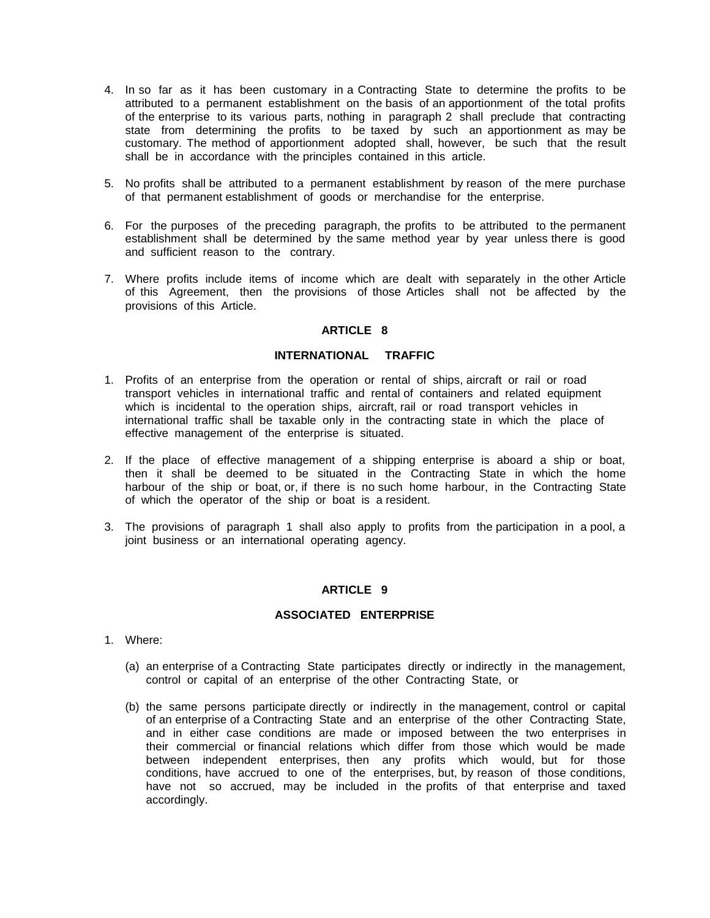4. In so far as it has been customary in a Contracting State to determine the profits to be attributed to a permanent establishment on the basis of an apportionment of the total profits of the enterprise to its various parts, nothing in paragraph 2 shall preclude that contracting state from determining the profits to be taxed by such an apportionment as may be customary. The method of apportionment adopted shall, however, be such that the result shall be in accordance with the principles contained in this article.

5. No profits shall be attributed to a permanent establishment by reason of the mere purchase of that permanent establishment of goods or merchandise for the enterprise.

6. For the purposes of the preceding paragraph, the profits to be attributed to the permanent establishment shall be determined by the same method year by year unless there is good and sufficient reason to the contrary.

7. Where profits include items of income which are dealt with separately in the other Article of this Agreement, then the provisions of those Articles shall not be affected by the provisions of this Article.

## ARTICLE 8

### INTERNATIONAL TRAFFIC

1. Profits of an enterprise from the operation or rental of ships, aircraft or rail or road transport vehicles in international traffic and rental of containers and related equipment which is incidental to the operation ships, aircraft, rail or road transport vehicles in international traffic shall be taxable only in the contracting state in which the place of effective management of the enterprise is situated.

2. If the place of effective management of a shipping enterprise is aboard a ship or boat, then it shall be deemed to be situated in the Contracting State in which the home harbour of the ship or boat, or, if there is no such home harbour, in the Contracting State of which the operator of the ship or boat is a resident.

3. The provisions of paragraph 1 shall also apply to profits from the participation in a pool, a joint business or an international operating agency.

## ARTICLE 9

### ASSOCIATED ENTERPRISE

1. Where:

   (a) an enterprise of a Contracting State participates directly or indirectly in the management, control or capital of an enterprise of the other Contracting State, or

   (b) the same persons participate directly or indirectly in the management, control or capital of an enterprise of a Contracting State and an enterprise of the other Contracting State, and in either case conditions are made or imposed between the two enterprises in their commercial or financial relations which differ from those which would be made between independent enterprises, then any profits which would, but for those conditions, have accrued to one of the enterprises, but, by reason of those conditions, have not so accrued, may be included in the profits of that enterprise and taxed accordingly.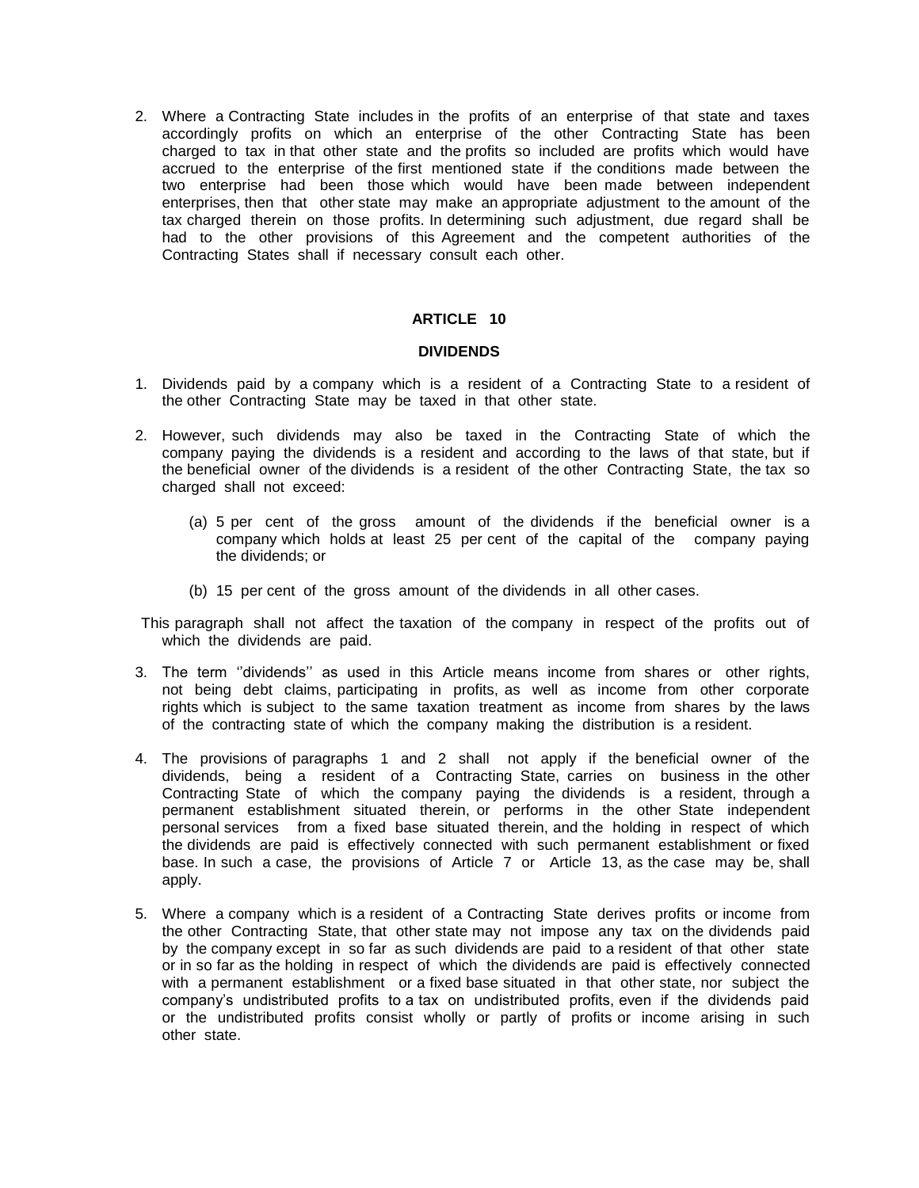2. Where a Contracting State includes in the profits of an enterprise of that state and taxes accordingly profits on which an enterprise of the other Contracting State has been charged to tax in that other state and the profits so included are profits which would have accrued to the enterprise of the first mentioned state if the conditions made between the two enterprise had been those which would have been made between independent enterprises, then that other state may make an appropriate adjustment to the amount of the tax charged therein on those profits. In determining such adjustment, due regard shall be had to the other provisions of this Agreement and the competent authorities of the Contracting States shall if necessary consult each other.

## ARTICLE 10

### DIVIDENDS

1. Dividends paid by a company which is a resident of a Contracting State to a resident of the other Contracting State may be taxed in that other state.

2. However, such dividends may also be taxed in the Contracting State of which the company paying the dividends is a resident and according to the laws of that state, but if the beneficial owner of the dividends is a resident of the other Contracting State, the tax so charged shall not exceed:

   (a) 5 per cent of the gross amount of the dividends if the beneficial owner is a company which holds at least 25 per cent of the capital of the company paying the dividends; or

   (b) 15 per cent of the gross amount of the dividends in all other cases.

   This paragraph shall not affect the taxation of the company in respect of the profits out of which the dividends are paid.

3. The term ''dividends'' as used in this Article means income from shares or other rights, not being debt claims, participating in profits, as well as income from other corporate rights which is subject to the same taxation treatment as income from shares by the laws of the contracting state of which the company making the distribution is a resident.

4. The provisions of paragraphs 1 and 2 shall not apply if the beneficial owner of the dividends, being a resident of a Contracting State, carries on business in the other Contracting State of which the company paying the dividends is a resident, through a permanent establishment situated therein, or performs in the other State independent personal services from a fixed base situated therein, and the holding in respect of which the dividends are paid is effectively connected with such permanent establishment or fixed base. In such a case, the provisions of Article 7 or Article 13, as the case may be, shall apply.

5. Where a company which is a resident of a Contracting State derives profits or income from the other Contracting State, that other state may not impose any tax on the dividends paid by the company except in so far as such dividends are paid to a resident of that other state or in so far as the holding in respect of which the dividends are paid is effectively connected with a permanent establishment or a fixed base situated in that other state, nor subject the company's undistributed profits to a tax on undistributed profits, even if the dividends paid or the undistributed profits consist wholly or partly of profits or income arising in such other state.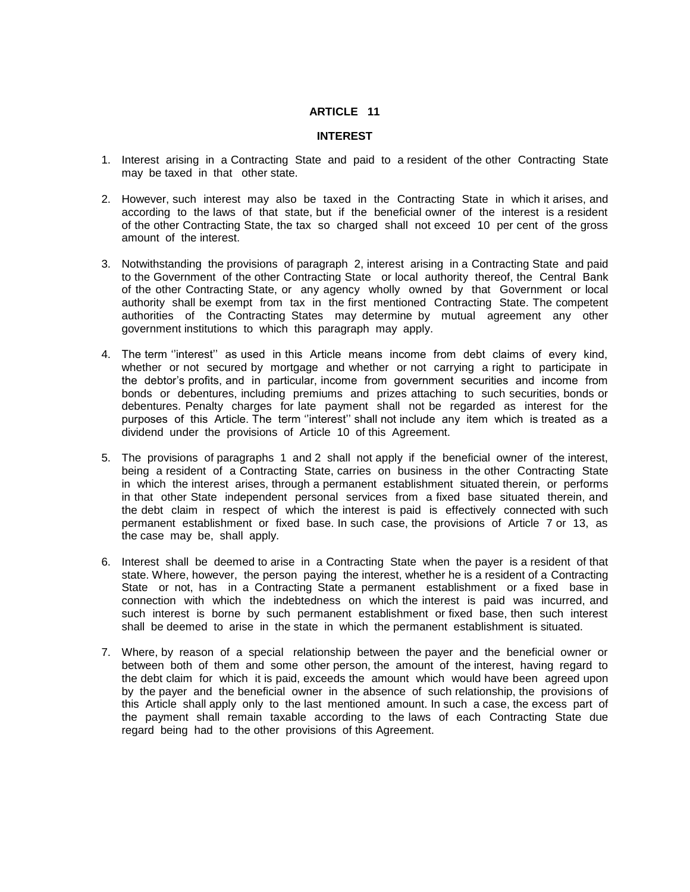## ARTICLE 11

### INTEREST

1. Interest arising in a Contracting State and paid to a resident of the other Contracting State may be taxed in that other state.

2. However, such interest may also be taxed in the Contracting State in which it arises, and according to the laws of that state, but if the beneficial owner of the interest is a resident of the other Contracting State, the tax so charged shall not exceed 10 per cent of the gross amount of the interest.

3. Notwithstanding the provisions of paragraph 2, interest arising in a Contracting State and paid to the Government of the other Contracting State or local authority thereof, the Central Bank of the other Contracting State, or any agency wholly owned by that Government or local authority shall be exempt from tax in the first mentioned Contracting State. The competent authorities of the Contracting States may determine by mutual agreement any other government institutions to which this paragraph may apply.

4. The term ''interest'' as used in this Article means income from debt claims of every kind, whether or not secured by mortgage and whether or not carrying a right to participate in the debtor's profits, and in particular, income from government securities and income from bonds or debentures, including premiums and prizes attaching to such securities, bonds or debentures. Penalty charges for late payment shall not be regarded as interest for the purposes of this Article. The term ''interest'' shall not include any item which is treated as a dividend under the provisions of Article 10 of this Agreement.

5. The provisions of paragraphs 1 and 2 shall not apply if the beneficial owner of the interest, being a resident of a Contracting State, carries on business in the other Contracting State in which the interest arises, through a permanent establishment situated therein, or performs in that other State independent personal services from a fixed base situated therein, and the debt claim in respect of which the interest is paid is effectively connected with such permanent establishment or fixed base. In such case, the provisions of Article 7 or 13, as the case may be, shall apply.

6. Interest shall be deemed to arise in a Contracting State when the payer is a resident of that state. Where, however, the person paying the interest, whether he is a resident of a Contracting State or not, has in a Contracting State a permanent establishment or a fixed base in connection with which the indebtedness on which the interest is paid was incurred, and such interest is borne by such permanent establishment or fixed base, then such interest shall be deemed to arise in the state in which the permanent establishment is situated.

7. Where, by reason of a special relationship between the payer and the beneficial owner or between both of them and some other person, the amount of the interest, having regard to the debt claim for which it is paid, exceeds the amount which would have been agreed upon by the payer and the beneficial owner in the absence of such relationship, the provisions of this Article shall apply only to the last mentioned amount. In such a case, the excess part of the payment shall remain taxable according to the laws of each Contracting State due regard being had to the other provisions of this Agreement.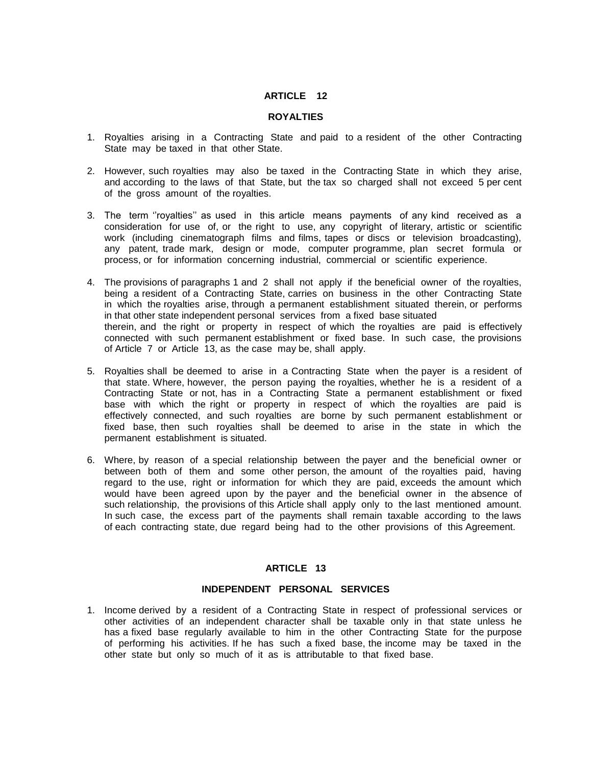## ARTICLE 12

### ROYALTIES

1. Royalties arising in a Contracting State and paid to a resident of the other Contracting State may be taxed in that other State.

2. However, such royalties may also be taxed in the Contracting State in which they arise, and according to the laws of that State, but the tax so charged shall not exceed 5 per cent of the gross amount of the royalties.

3. The term ''royalties'' as used in this article means payments of any kind received as a consideration for use of, or the right to use, any copyright of literary, artistic or scientific work (including cinematograph films and films, tapes or discs or television broadcasting), any patent, trade mark, design or mode, computer programme, plan secret formula or process, or for information concerning industrial, commercial or scientific experience.

4. The provisions of paragraphs 1 and 2 shall not apply if the beneficial owner of the royalties, being a resident of a Contracting State, carries on business in the other Contracting State in which the royalties arise, through a permanent establishment situated therein, or performs in that other state independent personal services from a fixed base situated therein, and the right or property in respect of which the royalties are paid is effectively connected with such permanent establishment or fixed base. In such case, the provisions of Article 7 or Article 13, as the case may be, shall apply.

5. Royalties shall be deemed to arise in a Contracting State when the payer is a resident of that state. Where, however, the person paying the royalties, whether he is a resident of a Contracting State or not, has in a Contracting State a permanent establishment or fixed base with which the right or property in respect of which the royalties are paid is effectively connected, and such royalties are borne by such permanent establishment or fixed base, then such royalties shall be deemed to arise in the state in which the permanent establishment is situated.

6. Where, by reason of a special relationship between the payer and the beneficial owner or between both of them and some other person, the amount of the royalties paid, having regard to the use, right or information for which they are paid, exceeds the amount which would have been agreed upon by the payer and the beneficial owner in the absence of such relationship, the provisions of this Article shall apply only to the last mentioned amount. In such case, the excess part of the payments shall remain taxable according to the laws of each contracting state, due regard being had to the other provisions of this Agreement.

## ARTICLE 13

### INDEPENDENT PERSONAL SERVICES

1. Income derived by a resident of a Contracting State in respect of professional services or other activities of an independent character shall be taxable only in that state unless he has a fixed base regularly available to him in the other Contracting State for the purpose of performing his activities. If he has such a fixed base, the income may be taxed in the other state but only so much of it as is attributable to that fixed base.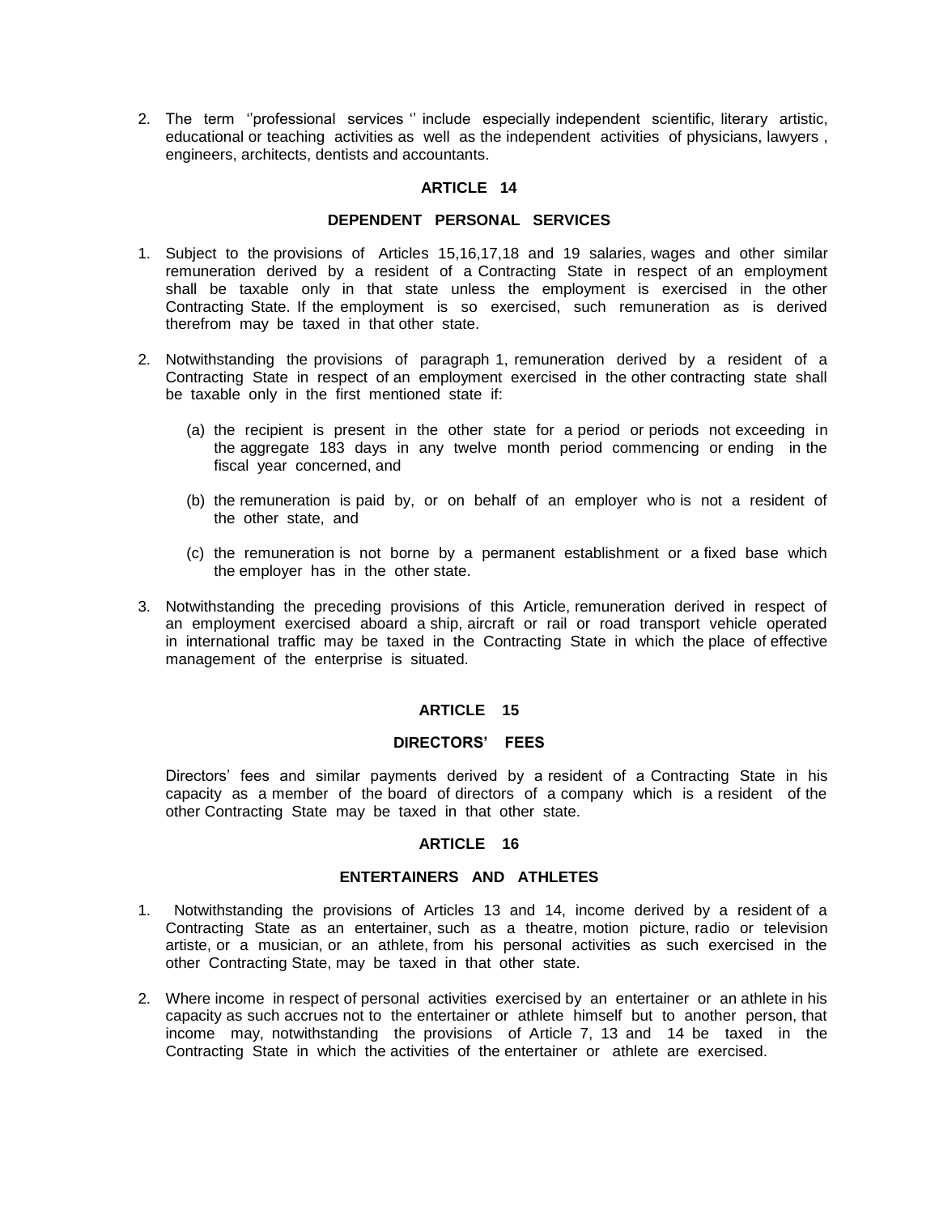2. The term ''professional services '' include especially independent scientific, literary artistic, educational or teaching activities as well as the independent activities of physicians, lawyers , engineers, architects, dentists and accountants.

## ARTICLE 14

### DEPENDENT PERSONAL SERVICES

1. Subject to the provisions of Articles 15,16,17,18 and 19 salaries, wages and other similar remuneration derived by a resident of a Contracting State in respect of an employment shall be taxable only in that state unless the employment is exercised in the other Contracting State. If the employment is so exercised, such remuneration as is derived therefrom may be taxed in that other state.

2. Notwithstanding the provisions of paragraph 1, remuneration derived by a resident of a Contracting State in respect of an employment exercised in the other contracting state shall be taxable only in the first mentioned state if:

   (a) the recipient is present in the other state for a period or periods not exceeding in the aggregate 183 days in any twelve month period commencing or ending in the fiscal year concerned, and

   (b) the remuneration is paid by, or on behalf of an employer who is not a resident of the other state, and

   (c) the remuneration is not borne by a permanent establishment or a fixed base which the employer has in the other state.

3. Notwithstanding the preceding provisions of this Article, remuneration derived in respect of an employment exercised aboard a ship, aircraft or rail or road transport vehicle operated in international traffic may be taxed in the Contracting State in which the place of effective management of the enterprise is situated.

## ARTICLE 15

### DIRECTORS' FEES

Directors' fees and similar payments derived by a resident of a Contracting State in his capacity as a member of the board of directors of a company which is a resident of the other Contracting State may be taxed in that other state.

## ARTICLE 16

### ENTERTAINERS AND ATHLETES

1. Notwithstanding the provisions of Articles 13 and 14, income derived by a resident of a Contracting State as an entertainer, such as a theatre, motion picture, radio or television artiste, or a musician, or an athlete, from his personal activities as such exercised in the other Contracting State, may be taxed in that other state.

2. Where income in respect of personal activities exercised by an entertainer or an athlete in his capacity as such accrues not to the entertainer or athlete himself but to another person, that income may, notwithstanding the provisions of Article 7, 13 and 14 be taxed in the Contracting State in which the activities of the entertainer or athlete are exercised.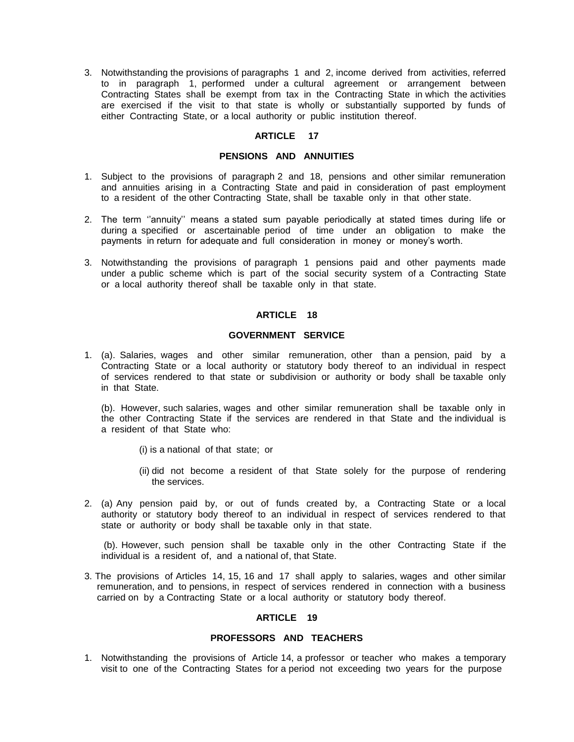3. Notwithstanding the provisions of paragraphs 1 and 2, income derived from activities, referred to in paragraph 1, performed under a cultural agreement or arrangement between Contracting States shall be exempt from tax in the Contracting State in which the activities are exercised if the visit to that state is wholly or substantially supported by funds of either Contracting State, or a local authority or public institution thereof.

## ARTICLE 17

### PENSIONS AND ANNUITIES

1. Subject to the provisions of paragraph 2 and 18, pensions and other similar remuneration and annuities arising in a Contracting State and paid in consideration of past employment to a resident of the other Contracting State, shall be taxable only in that other state.

2. The term ''annuity'' means a stated sum payable periodically at stated times during life or during a specified or ascertainable period of time under an obligation to make the payments in return for adequate and full consideration in money or money's worth.

3. Notwithstanding the provisions of paragraph 1 pensions paid and other payments made under a public scheme which is part of the social security system of a Contracting State or a local authority thereof shall be taxable only in that state.

## ARTICLE 18

### GOVERNMENT SERVICE

1. (a). Salaries, wages and other similar remuneration, other than a pension, paid by a Contracting State or a local authority or statutory body thereof to an individual in respect of services rendered to that state or subdivision or authority or body shall be taxable only in that State.

   (b). However, such salaries, wages and other similar remuneration shall be taxable only in the other Contracting State if the services are rendered in that State and the individual is a resident of that State who:

   (i) is a national of that state; or

   (ii) did not become a resident of that State solely for the purpose of rendering the services.

2. (a) Any pension paid by, or out of funds created by, a Contracting State or a local authority or statutory body thereof to an individual in respect of services rendered to that state or authority or body shall be taxable only in that state.

   (b). However, such pension shall be taxable only in the other Contracting State if the individual is a resident of, and a national of, that State.

3. The provisions of Articles 14, 15, 16 and 17 shall apply to salaries, wages and other similar remuneration, and to pensions, in respect of services rendered in connection with a business carried on by a Contracting State or a local authority or statutory body thereof.

## ARTICLE 19

### PROFESSORS AND TEACHERS

1. Notwithstanding the provisions of Article 14, a professor or teacher who makes a temporary visit to one of the Contracting States for a period not exceeding two years for the purpose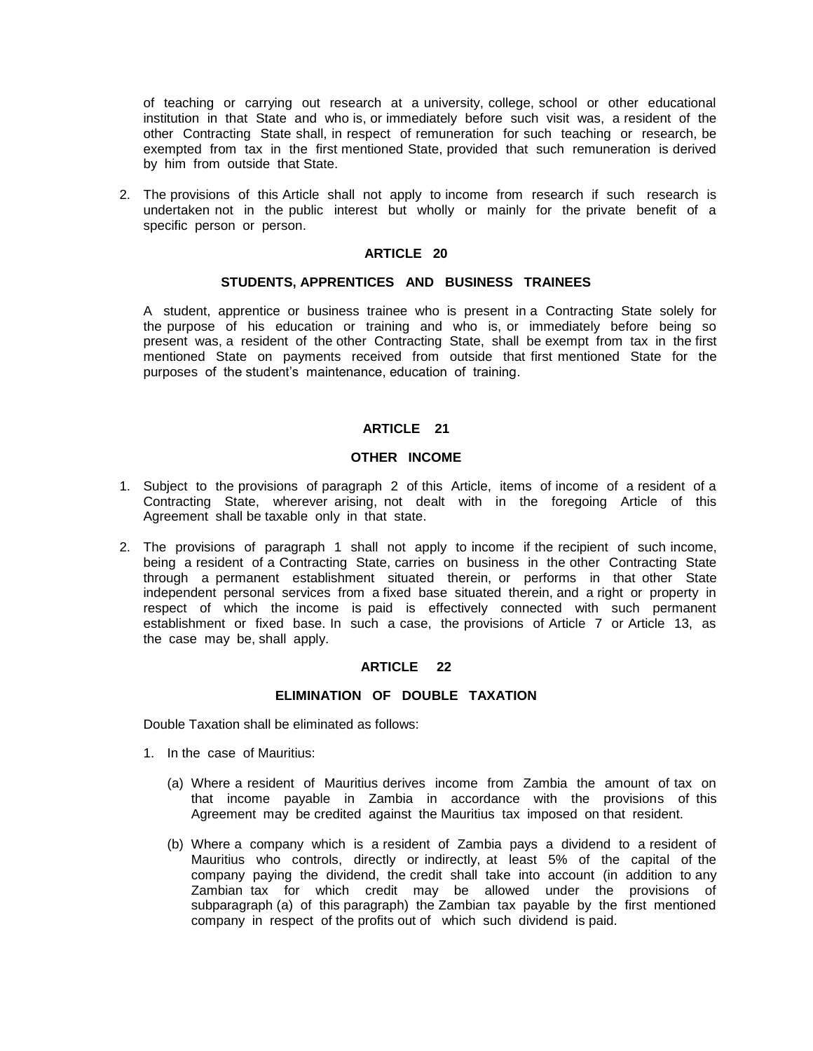of teaching or carrying out research at a university, college, school or other educational institution in that State and who is, or immediately before such visit was, a resident of the other Contracting State shall, in respect of remuneration for such teaching or research, be exempted from tax in the first mentioned State, provided that such remuneration is derived by him from outside that State.

2. The provisions of this Article shall not apply to income from research if such research is undertaken not in the public interest but wholly or mainly for the private benefit of a specific person or person.

**ARTICLE 20**

**STUDENTS, APPRENTICES AND BUSINESS TRAINEES**

A student, apprentice or business trainee who is present in a Contracting State solely for the purpose of his education or training and who is, or immediately before being so present was, a resident of the other Contracting State, shall be exempt from tax in the first mentioned State on payments received from outside that first mentioned State for the purposes of the student's maintenance, education of training.

**ARTICLE 21**

**OTHER INCOME**

1. Subject to the provisions of paragraph 2 of this Article, items of income of a resident of a Contracting State, wherever arising, not dealt with in the foregoing Article of this Agreement shall be taxable only in that state.

2. The provisions of paragraph 1 shall not apply to income if the recipient of such income, being a resident of a Contracting State, carries on business in the other Contracting State through a permanent establishment situated therein, or performs in that other State independent personal services from a fixed base situated therein, and a right or property in respect of which the income is paid is effectively connected with such permanent establishment or fixed base. In such a case, the provisions of Article 7 or Article 13, as the case may be, shall apply.

**ARTICLE 22**

**ELIMINATION OF DOUBLE TAXATION**

Double Taxation shall be eliminated as follows:

1. In the case of Mauritius:

   (a) Where a resident of Mauritius derives income from Zambia the amount of tax on that income payable in Zambia in accordance with the provisions of this Agreement may be credited against the Mauritius tax imposed on that resident.

   (b) Where a company which is a resident of Zambia pays a dividend to a resident of Mauritius who controls, directly or indirectly, at least 5% of the capital of the company paying the dividend, the credit shall take into account (in addition to any Zambian tax for which credit may be allowed under the provisions of subparagraph (a) of this paragraph) the Zambian tax payable by the first mentioned company in respect of the profits out of which such dividend is paid.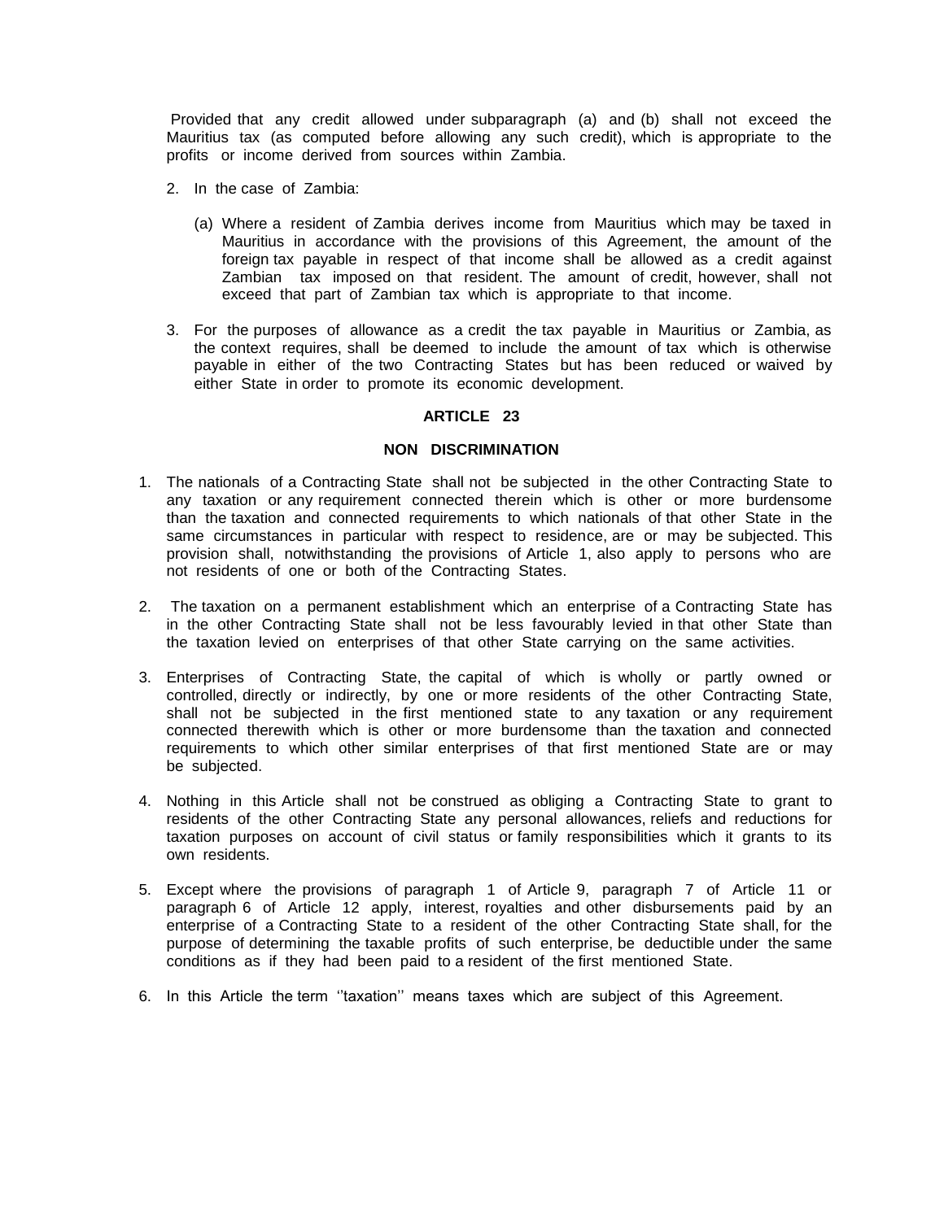Provided that any credit allowed under subparagraph (a) and (b) shall not exceed the Mauritius tax (as computed before allowing any such credit), which is appropriate to the profits or income derived from sources within Zambia.

2. In the case of Zambia:

   (a) Where a resident of Zambia derives income from Mauritius which may be taxed in Mauritius in accordance with the provisions of this Agreement, the amount of the foreign tax payable in respect of that income shall be allowed as a credit against Zambian tax imposed on that resident. The amount of credit, however, shall not exceed that part of Zambian tax which is appropriate to that income.

3. For the purposes of allowance as a credit the tax payable in Mauritius or Zambia, as the context requires, shall be deemed to include the amount of tax which is otherwise payable in either of the two Contracting States but has been reduced or waived by either State in order to promote its economic development.

## ARTICLE 23

### NON DISCRIMINATION

1. The nationals of a Contracting State shall not be subjected in the other Contracting State to any taxation or any requirement connected therein which is other or more burdensome than the taxation and connected requirements to which nationals of that other State in the same circumstances in particular with respect to residence, are or may be subjected. This provision shall, notwithstanding the provisions of Article 1, also apply to persons who are not residents of one or both of the Contracting States.

2. The taxation on a permanent establishment which an enterprise of a Contracting State has in the other Contracting State shall not be less favourably levied in that other State than the taxation levied on enterprises of that other State carrying on the same activities.

3. Enterprises of Contracting State, the capital of which is wholly or partly owned or controlled, directly or indirectly, by one or more residents of the other Contracting State, shall not be subjected in the first mentioned state to any taxation or any requirement connected therewith which is other or more burdensome than the taxation and connected requirements to which other similar enterprises of that first mentioned State are or may be subjected.

4. Nothing in this Article shall not be construed as obliging a Contracting State to grant to residents of the other Contracting State any personal allowances, reliefs and reductions for taxation purposes on account of civil status or family responsibilities which it grants to its own residents.

5. Except where the provisions of paragraph 1 of Article 9, paragraph 7 of Article 11 or paragraph 6 of Article 12 apply, interest, royalties and other disbursements paid by an enterprise of a Contracting State to a resident of the other Contracting State shall, for the purpose of determining the taxable profits of such enterprise, be deductible under the same conditions as if they had been paid to a resident of the first mentioned State.

6. In this Article the term ''taxation'' means taxes which are subject of this Agreement.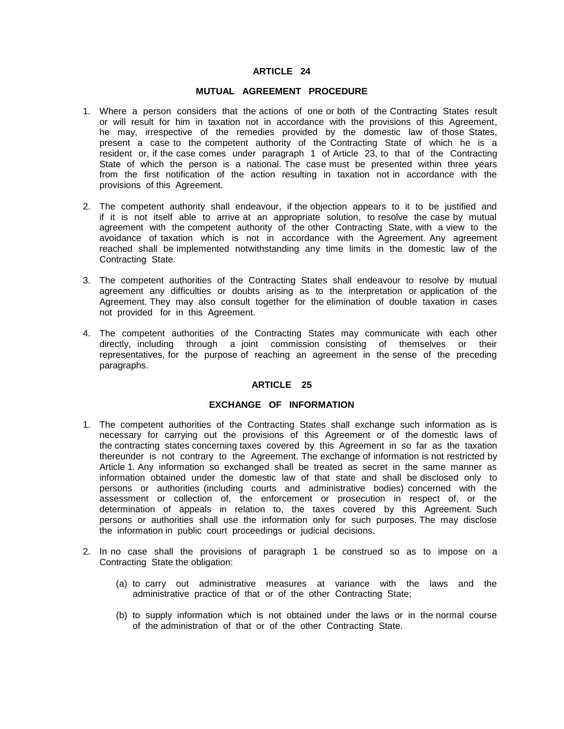## ARTICLE 24

### MUTUAL AGREEMENT PROCEDURE

1. Where a person considers that the actions of one or both of the Contracting States result or will result for him in taxation not in accordance with the provisions of this Agreement, he may, irrespective of the remedies provided by the domestic law of those States, present a case to the competent authority of the Contracting State of which he is a resident or, if the case comes under paragraph 1 of Article 23, to that of the Contracting State of which the person is a national. The case must be presented within three years from the first notification of the action resulting in taxation not in accordance with the provisions of this Agreement.

2. The competent authority shall endeavour, if the objection appears to it to be justified and if it is not itself able to arrive at an appropriate solution, to resolve the case by mutual agreement with the competent authority of the other Contracting State, with a view to the avoidance of taxation which is not in accordance with the Agreement. Any agreement reached shall be implemented notwithstanding any time limits in the domestic law of the Contracting State.

3. The competent authorities of the Contracting States shall endeavour to resolve by mutual agreement any difficulties or doubts arising as to the interpretation or application of the Agreement. They may also consult together for the elimination of double taxation in cases not provided for in this Agreement.

4. The competent authorities of the Contracting States may communicate with each other directly, including through a joint commission consisting of themselves or their representatives, for the purpose of reaching an agreement in the sense of the preceding paragraphs.

## ARTICLE 25

### EXCHANGE OF INFORMATION

1. The competent authorities of the Contracting States shall exchange such information as is necessary for carrying out the provisions of this Agreement or of the domestic laws of the contracting states concerning taxes covered by this Agreement in so far as the taxation thereunder is not contrary to the Agreement. The exchange of information is not restricted by Article 1. Any information so exchanged shall be treated as secret in the same manner as information obtained under the domestic law of that state and shall be disclosed only to persons or authorities (including courts and administrative bodies) concerned with the assessment or collection of, the enforcement or prosecution in respect of, or the determination of appeals in relation to, the taxes covered by this Agreement. Such persons or authorities shall use the information only for such purposes. The may disclose the information in public court proceedings or judicial decisions.

2. In no case shall the provisions of paragraph 1 be construed so as to impose on a Contracting State the obligation:

   (a) to carry out administrative measures at variance with the laws and the administrative practice of that or of the other Contracting State;

   (b) to supply information which is not obtained under the laws or in the normal course of the administration of that or of the other Contracting State.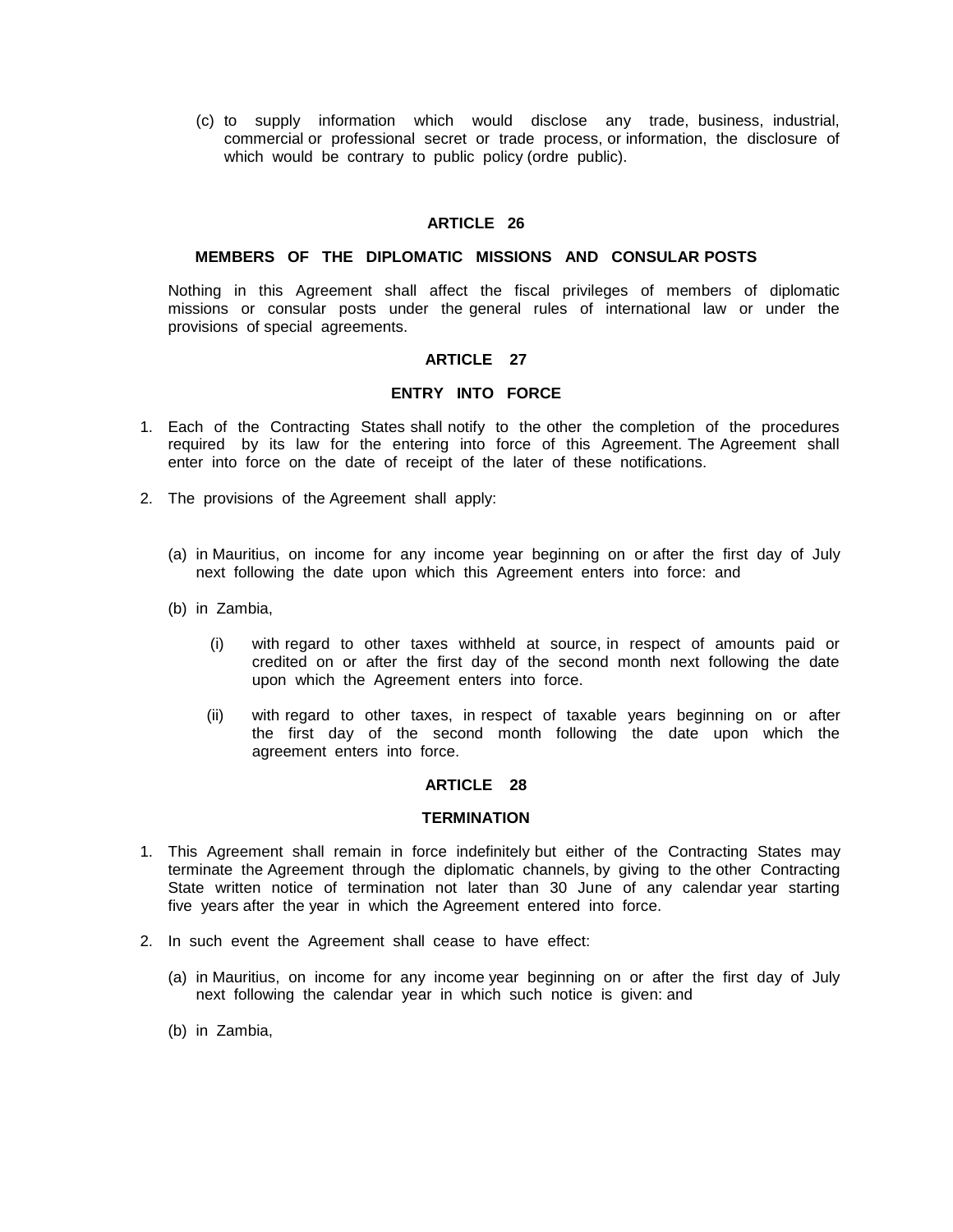(c) to supply information which would disclose any trade, business, industrial, commercial or professional secret or trade process, or information, the disclosure of which would be contrary to public policy (ordre public).

## ARTICLE 26

### MEMBERS OF THE DIPLOMATIC MISSIONS AND CONSULAR POSTS

Nothing in this Agreement shall affect the fiscal privileges of members of diplomatic missions or consular posts under the general rules of international law or under the provisions of special agreements.

## ARTICLE 27

### ENTRY INTO FORCE

1. Each of the Contracting States shall notify to the other the completion of the procedures required by its law for the entering into force of this Agreement. The Agreement shall enter into force on the date of receipt of the later of these notifications.

2. The provisions of the Agreement shall apply:

   (a) in Mauritius, on income for any income year beginning on or after the first day of July next following the date upon which this Agreement enters into force: and

   (b) in Zambia,

      (i) with regard to other taxes withheld at source, in respect of amounts paid or credited on or after the first day of the second month next following the date upon which the Agreement enters into force.

      (ii) with regard to other taxes, in respect of taxable years beginning on or after the first day of the second month following the date upon which the agreement enters into force.

## ARTICLE 28

### TERMINATION

1. This Agreement shall remain in force indefinitely but either of the Contracting States may terminate the Agreement through the diplomatic channels, by giving to the other Contracting State written notice of termination not later than 30 June of any calendar year starting five years after the year in which the Agreement entered into force.

2. In such event the Agreement shall cease to have effect:

   (a) in Mauritius, on income for any income year beginning on or after the first day of July next following the calendar year in which such notice is given: and

   (b) in Zambia,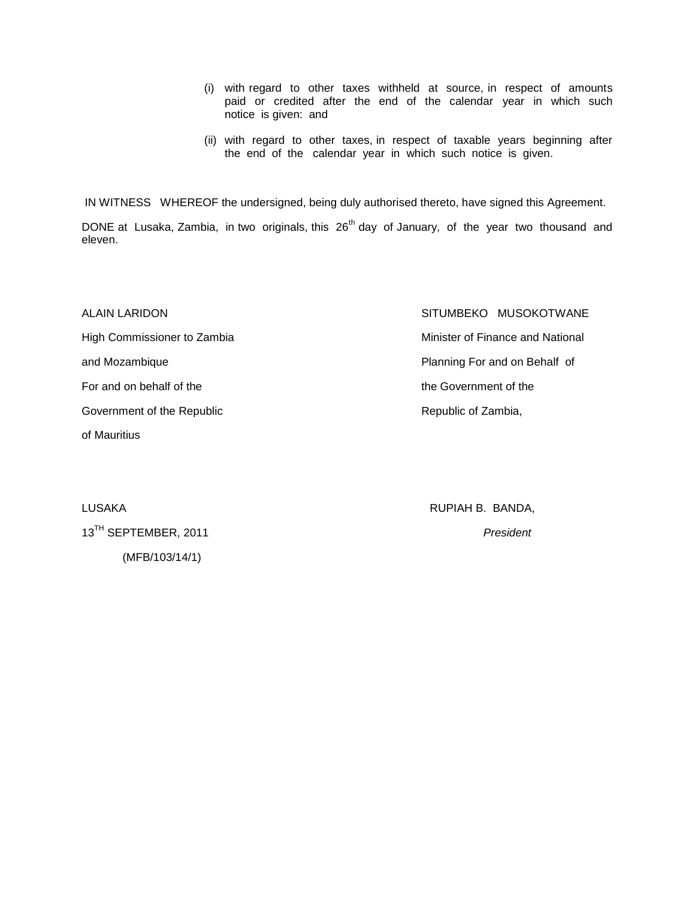(i) with regard to other taxes withheld at source, in respect of amounts paid or credited after the end of the calendar year in which such notice is given: and

(ii) with regard to other taxes, in respect of taxable years beginning after the end of the calendar year in which such notice is given.

IN WITNESS WHEREOF the undersigned, being duly authorised thereto, have signed this Agreement.

DONE at Lusaka, Zambia, in two originals, this 26th day of January, of the year two thousand and eleven.

ALAIN LARIDON
High Commissioner to Zambia
and Mozambique
For and on behalf of the
Government of the Republic
of Mauritius

SITUMBEKO MUSOKOTWANE
Minister of Finance and National
Planning For and on Behalf of
the Government of the
Republic of Zambia,

LUSAKA
13TH SEPTEMBER, 2011
(MFB/103/14/1)

RUPIAH B. BANDA,
*President*